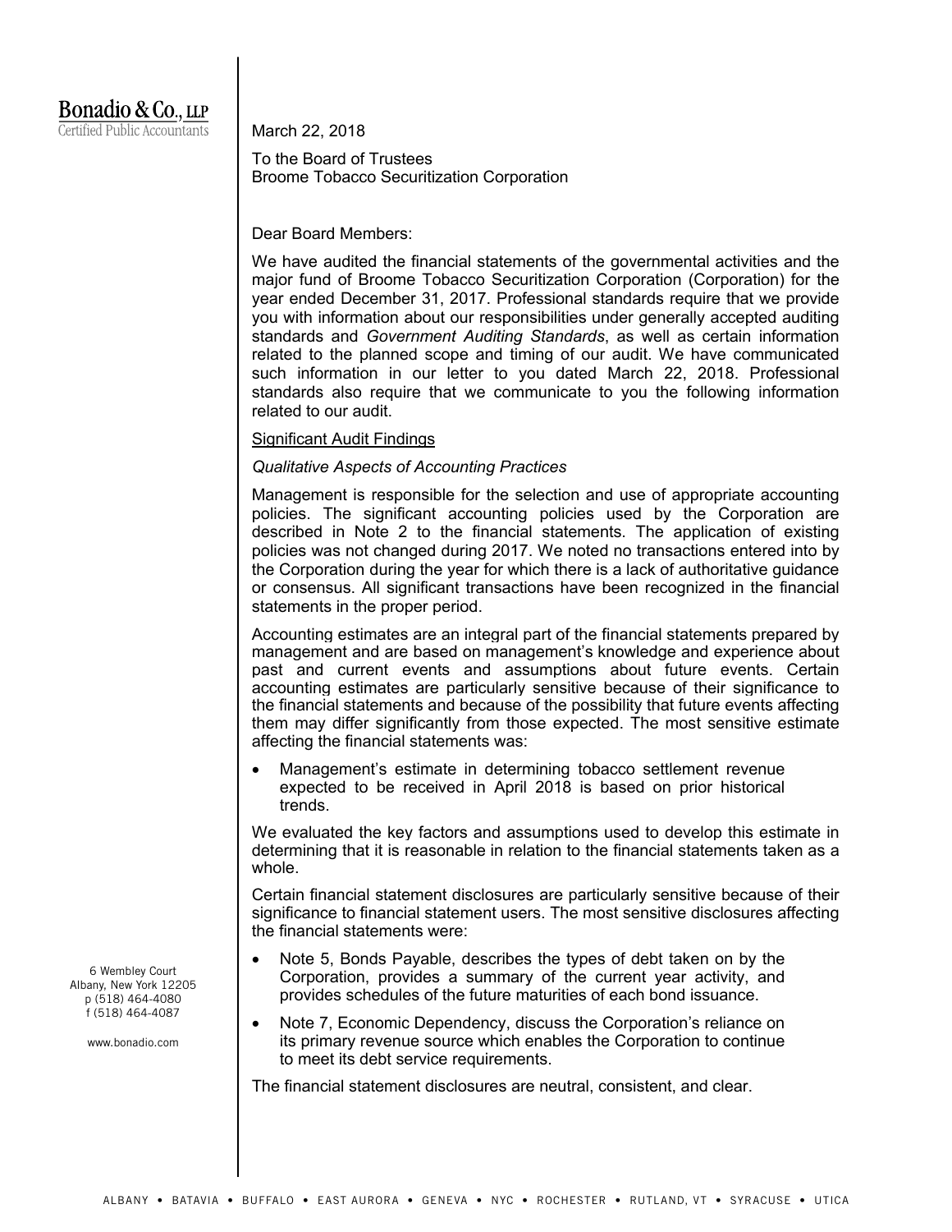**Bonadio & Co., LLP**
Certified Public Accountants

March 22, 2018

To the Board of Trustees
Broome Tobacco Securitization Corporation

Dear Board Members:

We have audited the financial statements of the governmental activities and the major fund of Broome Tobacco Securitization Corporation (Corporation) for the year ended December 31, 2017. Professional standards require that we provide you with information about our responsibilities under generally accepted auditing standards and *Government Auditing Standards*, as well as certain information related to the planned scope and timing of our audit. We have communicated such information in our letter to you dated March 22, 2018. Professional standards also require that we communicate to you the following information related to our audit.

Significant Audit Findings

*Qualitative Aspects of Accounting Practices*

Management is responsible for the selection and use of appropriate accounting policies. The significant accounting policies used by the Corporation are described in Note 2 to the financial statements. The application of existing policies was not changed during 2017. We noted no transactions entered into by the Corporation during the year for which there is a lack of authoritative guidance or consensus. All significant transactions have been recognized in the financial statements in the proper period.

Accounting estimates are an integral part of the financial statements prepared by management and are based on management's knowledge and experience about past and current events and assumptions about future events. Certain accounting estimates are particularly sensitive because of their significance to the financial statements and because of the possibility that future events affecting them may differ significantly from those expected. The most sensitive estimate affecting the financial statements was:

- Management's estimate in determining tobacco settlement revenue expected to be received in April 2018 is based on prior historical trends.

We evaluated the key factors and assumptions used to develop this estimate in determining that it is reasonable in relation to the financial statements taken as a whole.

Certain financial statement disclosures are particularly sensitive because of their significance to financial statement users. The most sensitive disclosures affecting the financial statements were:

- Note 5, Bonds Payable, describes the types of debt taken on by the Corporation, provides a summary of the current year activity, and provides schedules of the future maturities of each bond issuance.
- Note 7, Economic Dependency, discuss the Corporation's reliance on its primary revenue source which enables the Corporation to continue to meet its debt service requirements.

The financial statement disclosures are neutral, consistent, and clear.

6 Wembley Court
Albany, New York 12205
p (518) 464-4080
f (518) 464-4087

www.bonadio.com

ALBANY • BATAVIA • BUFFALO • EAST AURORA • GENEVA • NYC • ROCHESTER • RUTLAND, VT • SYRACUSE • UTICA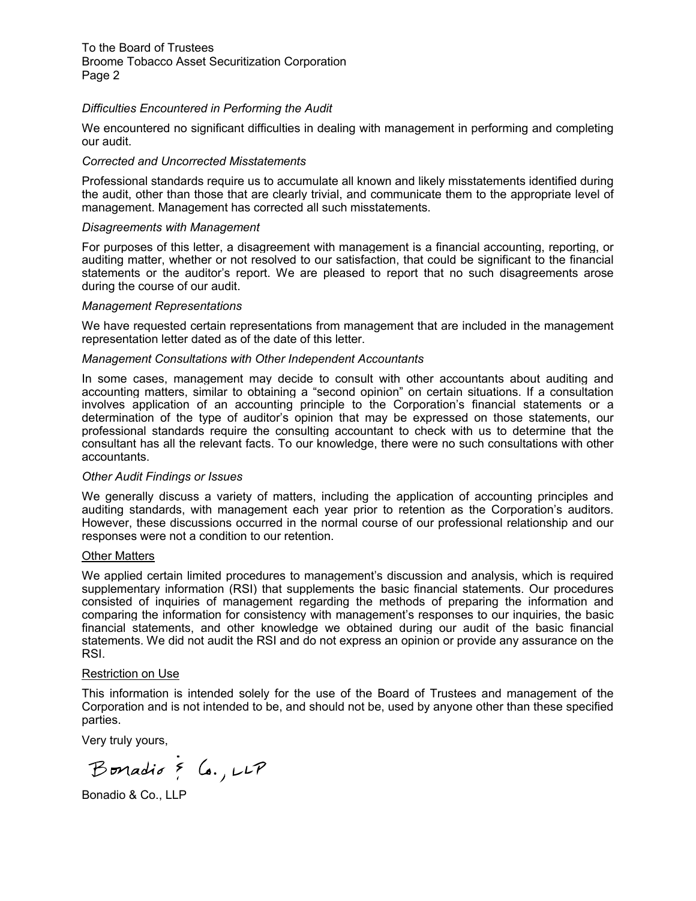To the Board of Trustees
Broome Tobacco Asset Securitization Corporation

*Difficulties Encountered in Performing the Audit*

We encountered no significant difficulties in dealing with management in performing and completing our audit.

*Corrected and Uncorrected Misstatements*

Professional standards require us to accumulate all known and likely misstatements identified during the audit, other than those that are clearly trivial, and communicate them to the appropriate level of management. Management has corrected all such misstatements.

*Disagreements with Management*

For purposes of this letter, a disagreement with management is a financial accounting, reporting, or auditing matter, whether or not resolved to our satisfaction, that could be significant to the financial statements or the auditor's report. We are pleased to report that no such disagreements arose during the course of our audit.

*Management Representations*

We have requested certain representations from management that are included in the management representation letter dated as of the date of this letter.

*Management Consultations with Other Independent Accountants*

In some cases, management may decide to consult with other accountants about auditing and accounting matters, similar to obtaining a "second opinion" on certain situations. If a consultation involves application of an accounting principle to the Corporation's financial statements or a determination of the type of auditor's opinion that may be expressed on those statements, our professional standards require the consulting accountant to check with us to determine that the consultant has all the relevant facts. To our knowledge, there were no such consultations with other accountants.

*Other Audit Findings or Issues*

We generally discuss a variety of matters, including the application of accounting principles and auditing standards, with management each year prior to retention as the Corporation's auditors. However, these discussions occurred in the normal course of our professional relationship and our responses were not a condition to our retention.

Other Matters

We applied certain limited procedures to management's discussion and analysis, which is required supplementary information (RSI) that supplements the basic financial statements. Our procedures consisted of inquiries of management regarding the methods of preparing the information and comparing the information for consistency with management's responses to our inquiries, the basic financial statements, and other knowledge we obtained during our audit of the basic financial statements. We did not audit the RSI and do not express an opinion or provide any assurance on the RSI.

Restriction on Use

This information is intended solely for the use of the Board of Trustees and management of the Corporation and is not intended to be, and should not be, used by anyone other than these specified parties.

Very truly yours,

Bonadio & Co., LLP

Bonadio & Co., LLP